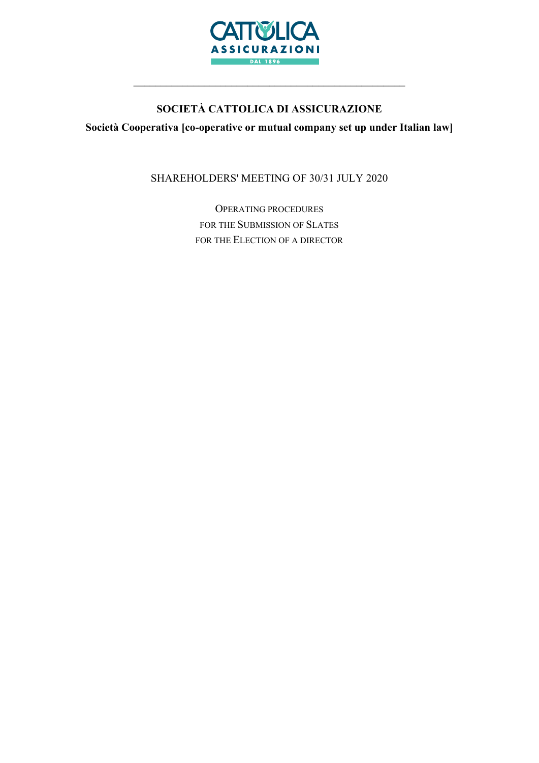# SOCIETÀ CATTOLICA DI ASSICURAZIONE

**Società Cooperativa [co-operative or mutual company set up under Italian law]**

SHAREHOLDERS' MEETING OF 30/31 JULY 2020

OPERATING PROCEDURES
FOR THE SUBMISSION OF SLATES
FOR THE ELECTION OF A DIRECTOR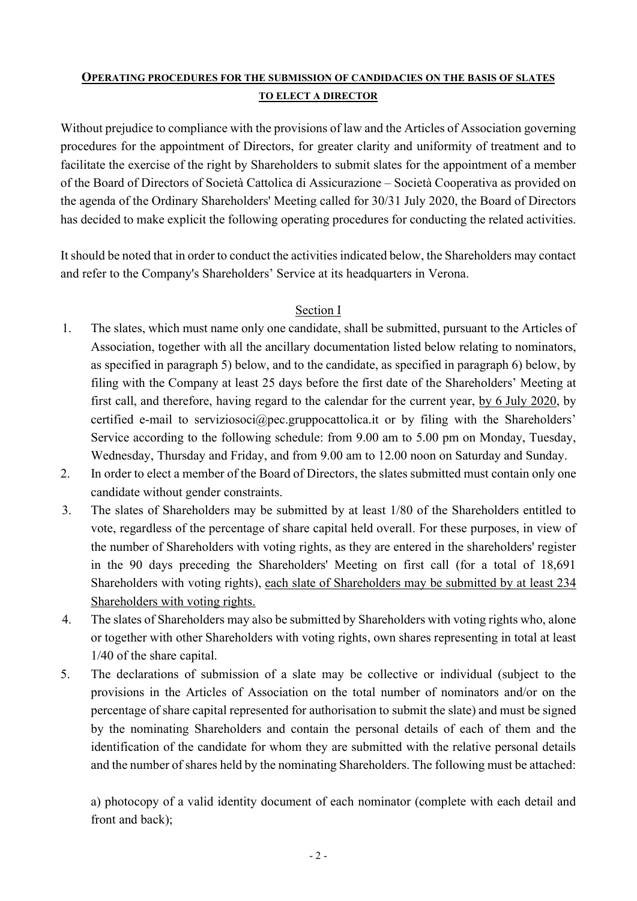**OPERATING PROCEDURES FOR THE SUBMISSION OF CANDIDACIES ON THE BASIS OF SLATES TO ELECT A DIRECTOR**

Without prejudice to compliance with the provisions of law and the Articles of Association governing procedures for the appointment of Directors, for greater clarity and uniformity of treatment and to facilitate the exercise of the right by Shareholders to submit slates for the appointment of a member of the Board of Directors of Società Cattolica di Assicurazione – Società Cooperativa as provided on the agenda of the Ordinary Shareholders' Meeting called for 30/31 July 2020, the Board of Directors has decided to make explicit the following operating procedures for conducting the related activities.

It should be noted that in order to conduct the activities indicated below, the Shareholders may contact and refer to the Company's Shareholders' Service at its headquarters in Verona.

Section I

1. The slates, which must name only one candidate, shall be submitted, pursuant to the Articles of Association, together with all the ancillary documentation listed below relating to nominators, as specified in paragraph 5) below, and to the candidate, as specified in paragraph 6) below, by filing with the Company at least 25 days before the first date of the Shareholders' Meeting at first call, and therefore, having regard to the calendar for the current year, by 6 July 2020, by certified e-mail to serviziosoci@pec.gruppocattolica.it or by filing with the Shareholders' Service according to the following schedule: from 9.00 am to 5.00 pm on Monday, Tuesday, Wednesday, Thursday and Friday, and from 9.00 am to 12.00 noon on Saturday and Sunday.
2. In order to elect a member of the Board of Directors, the slates submitted must contain only one candidate without gender constraints.
3. The slates of Shareholders may be submitted by at least 1/80 of the Shareholders entitled to vote, regardless of the percentage of share capital held overall. For these purposes, in view of the number of Shareholders with voting rights, as they are entered in the shareholders' register in the 90 days preceding the Shareholders' Meeting on first call (for a total of 18,691 Shareholders with voting rights), each slate of Shareholders may be submitted by at least 234 Shareholders with voting rights.
4. The slates of Shareholders may also be submitted by Shareholders with voting rights who, alone or together with other Shareholders with voting rights, own shares representing in total at least 1/40 of the share capital.
5. The declarations of submission of a slate may be collective or individual (subject to the provisions in the Articles of Association on the total number of nominators and/or on the percentage of share capital represented for authorisation to submit the slate) and must be signed by the nominating Shareholders and contain the personal details of each of them and the identification of the candidate for whom they are submitted with the relative personal details and the number of shares held by the nominating Shareholders. The following must be attached:

   a) photocopy of a valid identity document of each nominator (complete with each detail and front and back);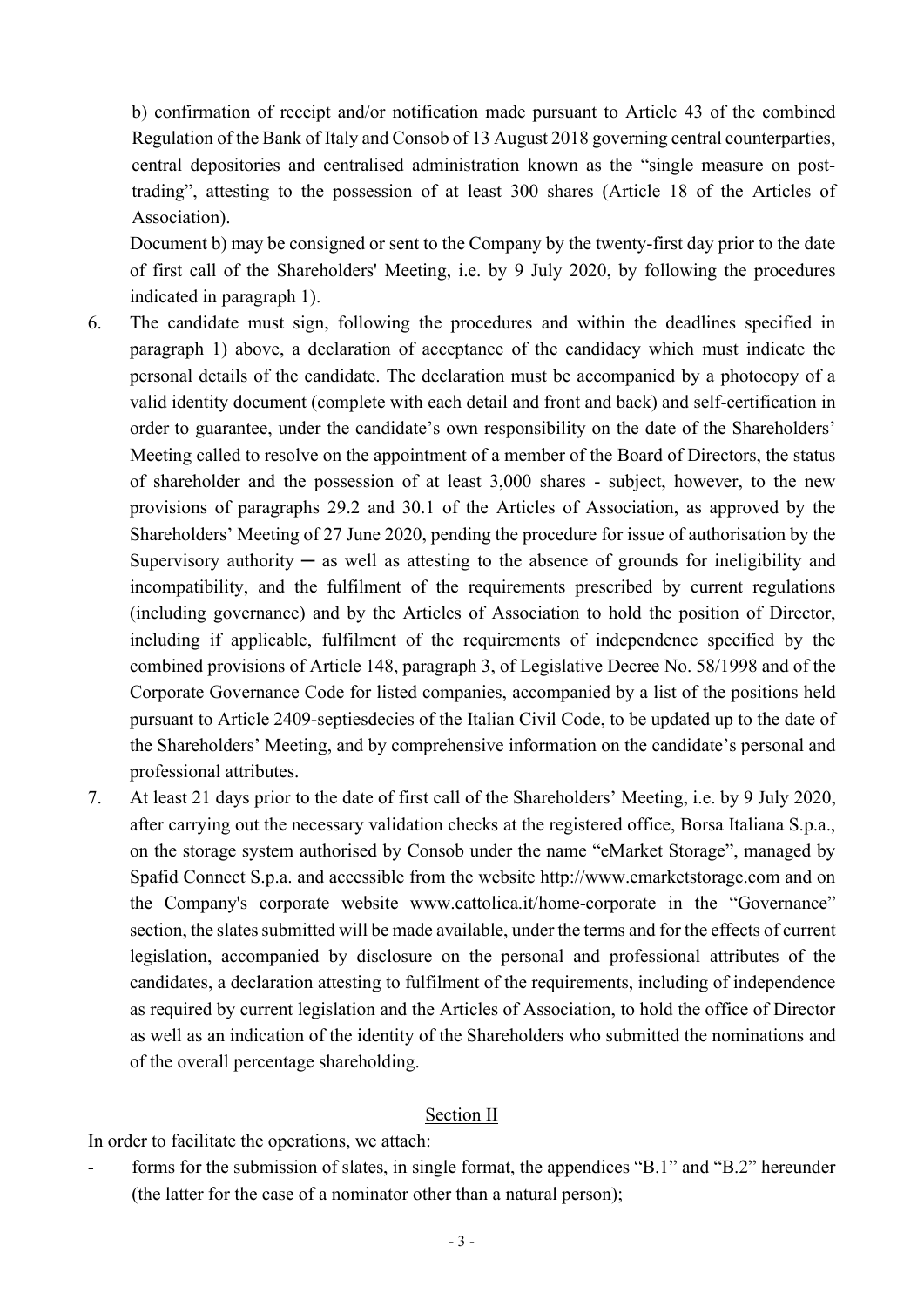b) confirmation of receipt and/or notification made pursuant to Article 43 of the combined Regulation of the Bank of Italy and Consob of 13 August 2018 governing central counterparties, central depositories and centralised administration known as the "single measure on post-trading", attesting to the possession of at least 300 shares (Article 18 of the Articles of Association).

Document b) may be consigned or sent to the Company by the twenty-first day prior to the date of first call of the Shareholders' Meeting, i.e. by 9 July 2020, by following the procedures indicated in paragraph 1).

6. The candidate must sign, following the procedures and within the deadlines specified in paragraph 1) above, a declaration of acceptance of the candidacy which must indicate the personal details of the candidate. The declaration must be accompanied by a photocopy of a valid identity document (complete with each detail and front and back) and self-certification in order to guarantee, under the candidate's own responsibility on the date of the Shareholders' Meeting called to resolve on the appointment of a member of the Board of Directors, the status of shareholder and the possession of at least 3,000 shares - subject, however, to the new provisions of paragraphs 29.2 and 30.1 of the Articles of Association, as approved by the Shareholders' Meeting of 27 June 2020, pending the procedure for issue of authorisation by the Supervisory authority ─ as well as attesting to the absence of grounds for ineligibility and incompatibility, and the fulfilment of the requirements prescribed by current regulations (including governance) and by the Articles of Association to hold the position of Director, including if applicable, fulfilment of the requirements of independence specified by the combined provisions of Article 148, paragraph 3, of Legislative Decree No. 58/1998 and of the Corporate Governance Code for listed companies, accompanied by a list of the positions held pursuant to Article 2409-septiesdecies of the Italian Civil Code, to be updated up to the date of the Shareholders' Meeting, and by comprehensive information on the candidate's personal and professional attributes.
7. At least 21 days prior to the date of first call of the Shareholders' Meeting, i.e. by 9 July 2020, after carrying out the necessary validation checks at the registered office, Borsa Italiana S.p.a., on the storage system authorised by Consob under the name "eMarket Storage", managed by Spafid Connect S.p.a. and accessible from the website http://www.emarketstorage.com and on the Company's corporate website www.cattolica.it/home-corporate in the "Governance" section, the slates submitted will be made available, under the terms and for the effects of current legislation, accompanied by disclosure on the personal and professional attributes of the candidates, a declaration attesting to fulfilment of the requirements, including of independence as required by current legislation and the Articles of Association, to hold the office of Director as well as an indication of the identity of the Shareholders who submitted the nominations and of the overall percentage shareholding.

## Section II

In order to facilitate the operations, we attach:

- forms for the submission of slates, in single format, the appendices "B.1" and "B.2" hereunder (the latter for the case of a nominator other than a natural person);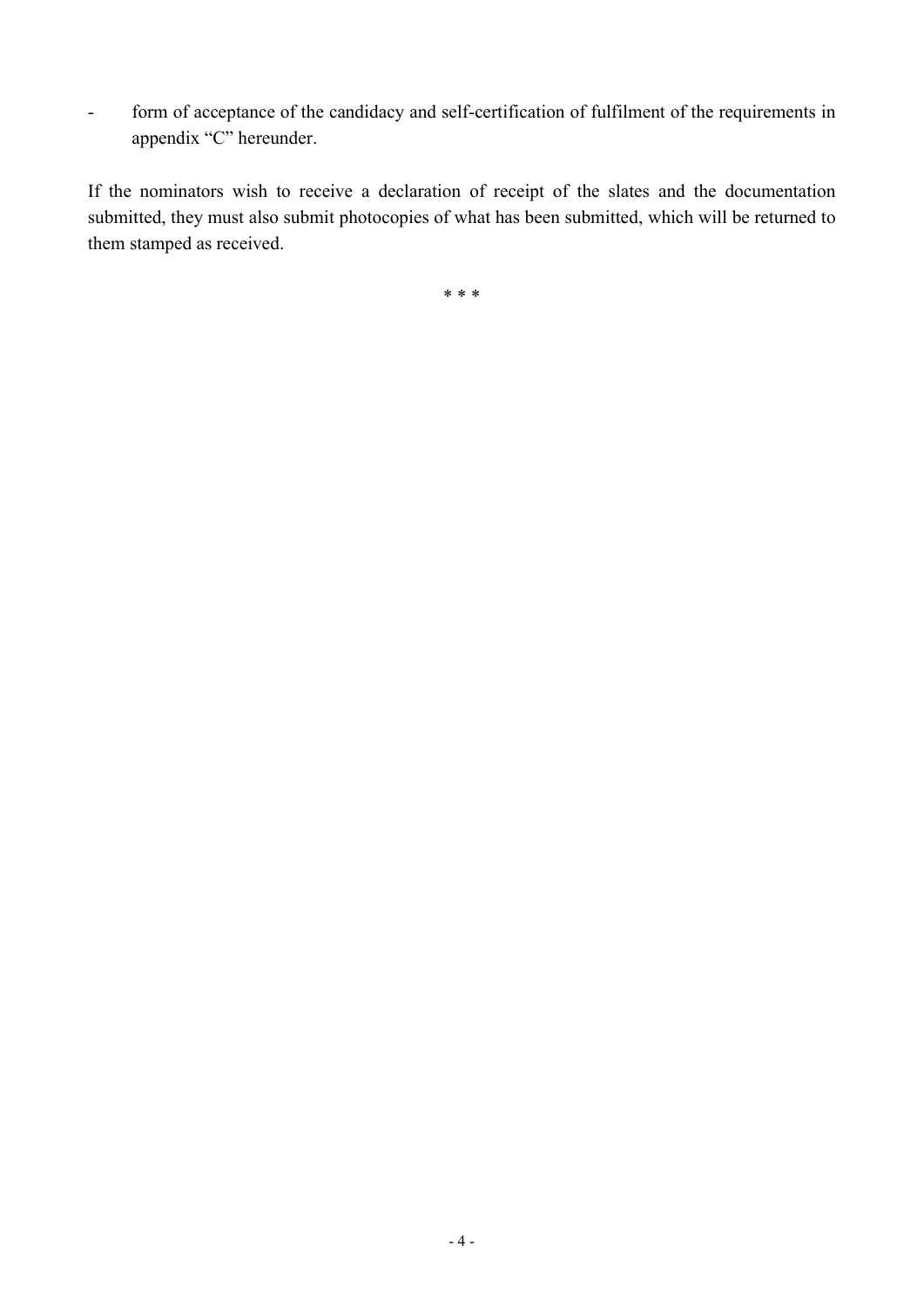- form of acceptance of the candidacy and self-certification of fulfilment of the requirements in appendix "C" hereunder.

If the nominators wish to receive a declaration of receipt of the slates and the documentation submitted, they must also submit photocopies of what has been submitted, which will be returned to them stamped as received.

\* \* \*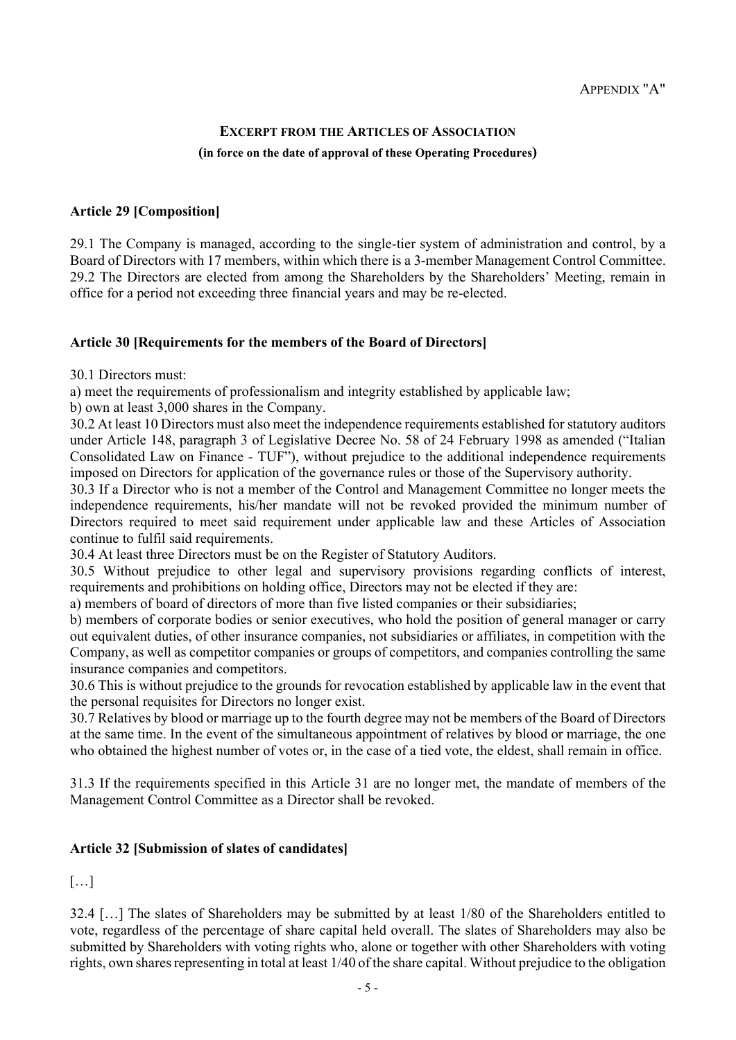Appendix "A"

## Excerpt from the Articles of Association

**(in force on the date of approval of these Operating Procedures)**

### Article 29 [Composition]

29.1 The Company is managed, according to the single-tier system of administration and control, by a Board of Directors with 17 members, within which there is a 3-member Management Control Committee.
29.2 The Directors are elected from among the Shareholders by the Shareholders' Meeting, remain in office for a period not exceeding three financial years and may be re-elected.

### Article 30 [Requirements for the members of the Board of Directors]

30.1 Directors must:

a) meet the requirements of professionalism and integrity established by applicable law;

b) own at least 3,000 shares in the Company.

30.2 At least 10 Directors must also meet the independence requirements established for statutory auditors under Article 148, paragraph 3 of Legislative Decree No. 58 of 24 February 1998 as amended ("Italian Consolidated Law on Finance - TUF"), without prejudice to the additional independence requirements imposed on Directors for application of the governance rules or those of the Supervisory authority.

30.3 If a Director who is not a member of the Control and Management Committee no longer meets the independence requirements, his/her mandate will not be revoked provided the minimum number of Directors required to meet said requirement under applicable law and these Articles of Association continue to fulfil said requirements.

30.4 At least three Directors must be on the Register of Statutory Auditors.

30.5 Without prejudice to other legal and supervisory provisions regarding conflicts of interest, requirements and prohibitions on holding office, Directors may not be elected if they are:

a) members of board of directors of more than five listed companies or their subsidiaries;

b) members of corporate bodies or senior executives, who hold the position of general manager or carry out equivalent duties, of other insurance companies, not subsidiaries or affiliates, in competition with the Company, as well as competitor companies or groups of competitors, and companies controlling the same insurance companies and competitors.

30.6 This is without prejudice to the grounds for revocation established by applicable law in the event that the personal requisites for Directors no longer exist.

30.7 Relatives by blood or marriage up to the fourth degree may not be members of the Board of Directors at the same time. In the event of the simultaneous appointment of relatives by blood or marriage, the one who obtained the highest number of votes or, in the case of a tied vote, the eldest, shall remain in office.

31.3 If the requirements specified in this Article 31 are no longer met, the mandate of members of the Management Control Committee as a Director shall be revoked.

### Article 32 [Submission of slates of candidates]

[…]

32.4 […] The slates of Shareholders may be submitted by at least 1/80 of the Shareholders entitled to vote, regardless of the percentage of share capital held overall. The slates of Shareholders may also be submitted by Shareholders with voting rights who, alone or together with other Shareholders with voting rights, own shares representing in total at least 1/40 of the share capital. Without prejudice to the obligation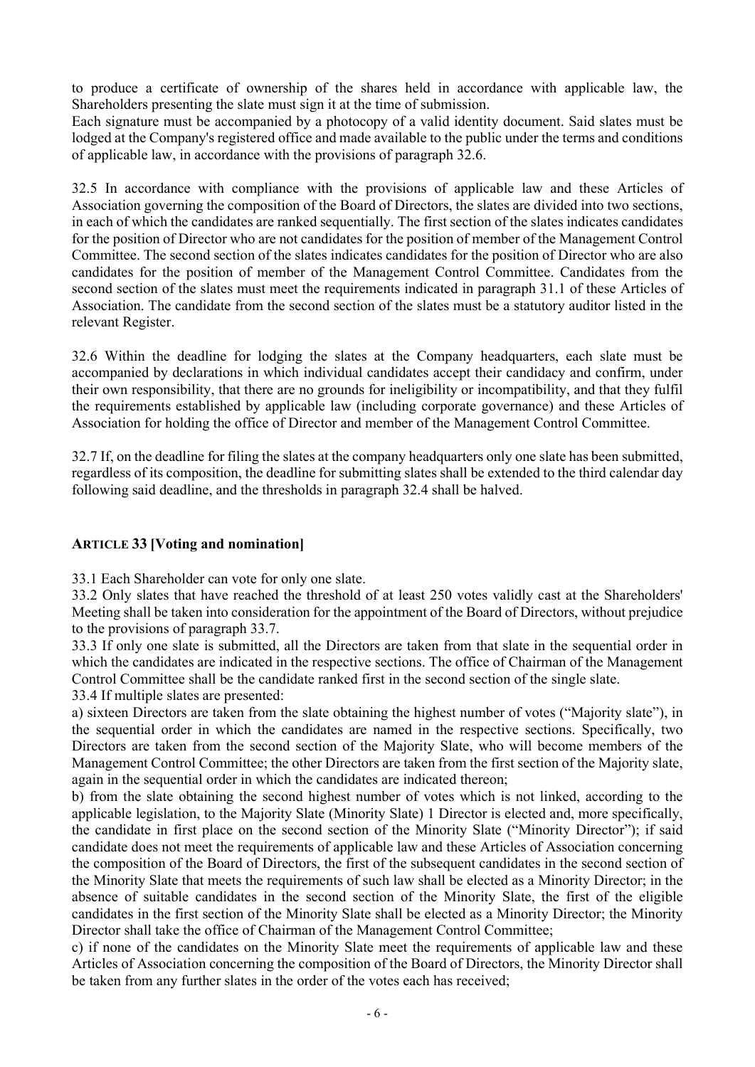to produce a certificate of ownership of the shares held in accordance with applicable law, the Shareholders presenting the slate must sign it at the time of submission.
Each signature must be accompanied by a photocopy of a valid identity document. Said slates must be lodged at the Company's registered office and made available to the public under the terms and conditions of applicable law, in accordance with the provisions of paragraph 32.6.

32.5 In accordance with compliance with the provisions of applicable law and these Articles of Association governing the composition of the Board of Directors, the slates are divided into two sections, in each of which the candidates are ranked sequentially. The first section of the slates indicates candidates for the position of Director who are not candidates for the position of member of the Management Control Committee. The second section of the slates indicates candidates for the position of Director who are also candidates for the position of member of the Management Control Committee. Candidates from the second section of the slates must meet the requirements indicated in paragraph 31.1 of these Articles of Association. The candidate from the second section of the slates must be a statutory auditor listed in the relevant Register.

32.6 Within the deadline for lodging the slates at the Company headquarters, each slate must be accompanied by declarations in which individual candidates accept their candidacy and confirm, under their own responsibility, that there are no grounds for ineligibility or incompatibility, and that they fulfil the requirements established by applicable law (including corporate governance) and these Articles of Association for holding the office of Director and member of the Management Control Committee.

32.7 If, on the deadline for filing the slates at the company headquarters only one slate has been submitted, regardless of its composition, the deadline for submitting slates shall be extended to the third calendar day following said deadline, and the thresholds in paragraph 32.4 shall be halved.

### ARTICLE 33 [Voting and nomination]

33.1 Each Shareholder can vote for only one slate.
33.2 Only slates that have reached the threshold of at least 250 votes validly cast at the Shareholders' Meeting shall be taken into consideration for the appointment of the Board of Directors, without prejudice to the provisions of paragraph 33.7.
33.3 If only one slate is submitted, all the Directors are taken from that slate in the sequential order in which the candidates are indicated in the respective sections. The office of Chairman of the Management Control Committee shall be the candidate ranked first in the second section of the single slate.
33.4 If multiple slates are presented:
a) sixteen Directors are taken from the slate obtaining the highest number of votes ("Majority slate"), in the sequential order in which the candidates are named in the respective sections. Specifically, two Directors are taken from the second section of the Majority Slate, who will become members of the Management Control Committee; the other Directors are taken from the first section of the Majority slate, again in the sequential order in which the candidates are indicated thereon;
b) from the slate obtaining the second highest number of votes which is not linked, according to the applicable legislation, to the Majority Slate (Minority Slate) 1 Director is elected and, more specifically, the candidate in first place on the second section of the Minority Slate ("Minority Director"); if said candidate does not meet the requirements of applicable law and these Articles of Association concerning the composition of the Board of Directors, the first of the subsequent candidates in the second section of the Minority Slate that meets the requirements of such law shall be elected as a Minority Director; in the absence of suitable candidates in the second section of the Minority Slate, the first of the eligible candidates in the first section of the Minority Slate shall be elected as a Minority Director; the Minority Director shall take the office of Chairman of the Management Control Committee;
c) if none of the candidates on the Minority Slate meet the requirements of applicable law and these Articles of Association concerning the composition of the Board of Directors, the Minority Director shall be taken from any further slates in the order of the votes each has received;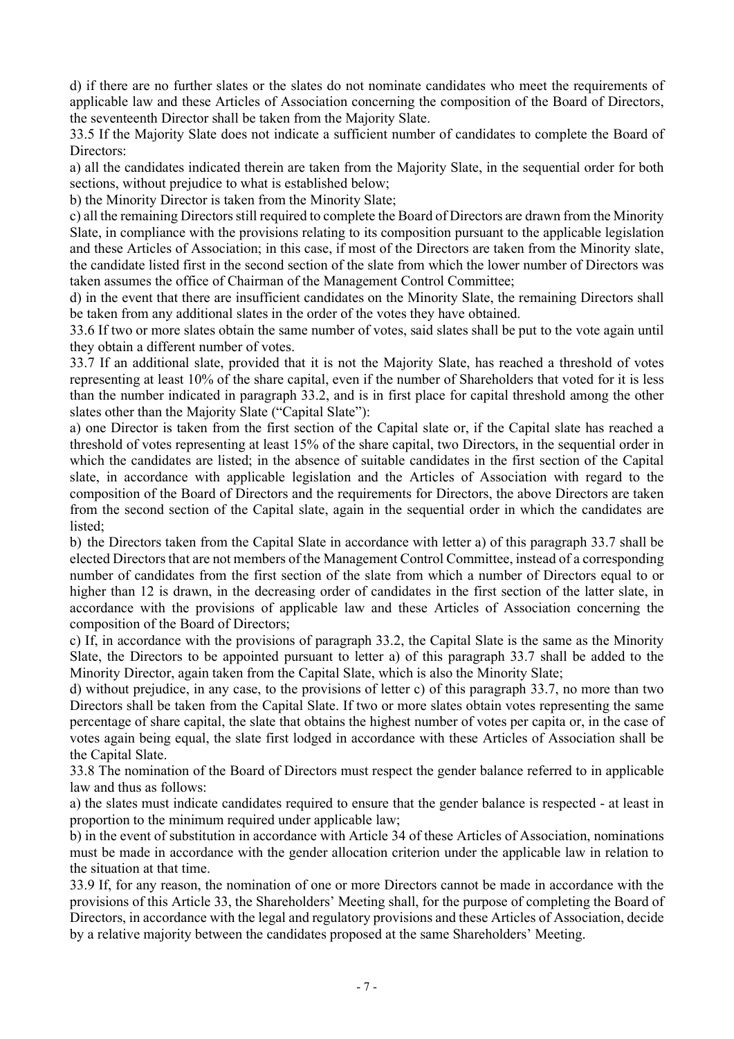d) if there are no further slates or the slates do not nominate candidates who meet the requirements of applicable law and these Articles of Association concerning the composition of the Board of Directors, the seventeenth Director shall be taken from the Majority Slate.

33.5 If the Majority Slate does not indicate a sufficient number of candidates to complete the Board of Directors:

a) all the candidates indicated therein are taken from the Majority Slate, in the sequential order for both sections, without prejudice to what is established below;

b) the Minority Director is taken from the Minority Slate;

c) all the remaining Directors still required to complete the Board of Directors are drawn from the Minority Slate, in compliance with the provisions relating to its composition pursuant to the applicable legislation and these Articles of Association; in this case, if most of the Directors are taken from the Minority slate, the candidate listed first in the second section of the slate from which the lower number of Directors was taken assumes the office of Chairman of the Management Control Committee;

d) in the event that there are insufficient candidates on the Minority Slate, the remaining Directors shall be taken from any additional slates in the order of the votes they have obtained.

33.6 If two or more slates obtain the same number of votes, said slates shall be put to the vote again until they obtain a different number of votes.

33.7 If an additional slate, provided that it is not the Majority Slate, has reached a threshold of votes representing at least 10% of the share capital, even if the number of Shareholders that voted for it is less than the number indicated in paragraph 33.2, and is in first place for capital threshold among the other slates other than the Majority Slate ("Capital Slate"):

a) one Director is taken from the first section of the Capital slate or, if the Capital slate has reached a threshold of votes representing at least 15% of the share capital, two Directors, in the sequential order in which the candidates are listed; in the absence of suitable candidates in the first section of the Capital slate, in accordance with applicable legislation and the Articles of Association with regard to the composition of the Board of Directors and the requirements for Directors, the above Directors are taken from the second section of the Capital slate, again in the sequential order in which the candidates are listed;

b) the Directors taken from the Capital Slate in accordance with letter a) of this paragraph 33.7 shall be elected Directors that are not members of the Management Control Committee, instead of a corresponding number of candidates from the first section of the slate from which a number of Directors equal to or higher than 12 is drawn, in the decreasing order of candidates in the first section of the latter slate, in accordance with the provisions of applicable law and these Articles of Association concerning the composition of the Board of Directors;

c) If, in accordance with the provisions of paragraph 33.2, the Capital Slate is the same as the Minority Slate, the Directors to be appointed pursuant to letter a) of this paragraph 33.7 shall be added to the Minority Director, again taken from the Capital Slate, which is also the Minority Slate;

d) without prejudice, in any case, to the provisions of letter c) of this paragraph 33.7, no more than two Directors shall be taken from the Capital Slate. If two or more slates obtain votes representing the same percentage of share capital, the slate that obtains the highest number of votes per capita or, in the case of votes again being equal, the slate first lodged in accordance with these Articles of Association shall be the Capital Slate.

33.8 The nomination of the Board of Directors must respect the gender balance referred to in applicable law and thus as follows:

a) the slates must indicate candidates required to ensure that the gender balance is respected - at least in proportion to the minimum required under applicable law;

b) in the event of substitution in accordance with Article 34 of these Articles of Association, nominations must be made in accordance with the gender allocation criterion under the applicable law in relation to the situation at that time.

33.9 If, for any reason, the nomination of one or more Directors cannot be made in accordance with the provisions of this Article 33, the Shareholders' Meeting shall, for the purpose of completing the Board of Directors, in accordance with the legal and regulatory provisions and these Articles of Association, decide by a relative majority between the candidates proposed at the same Shareholders' Meeting.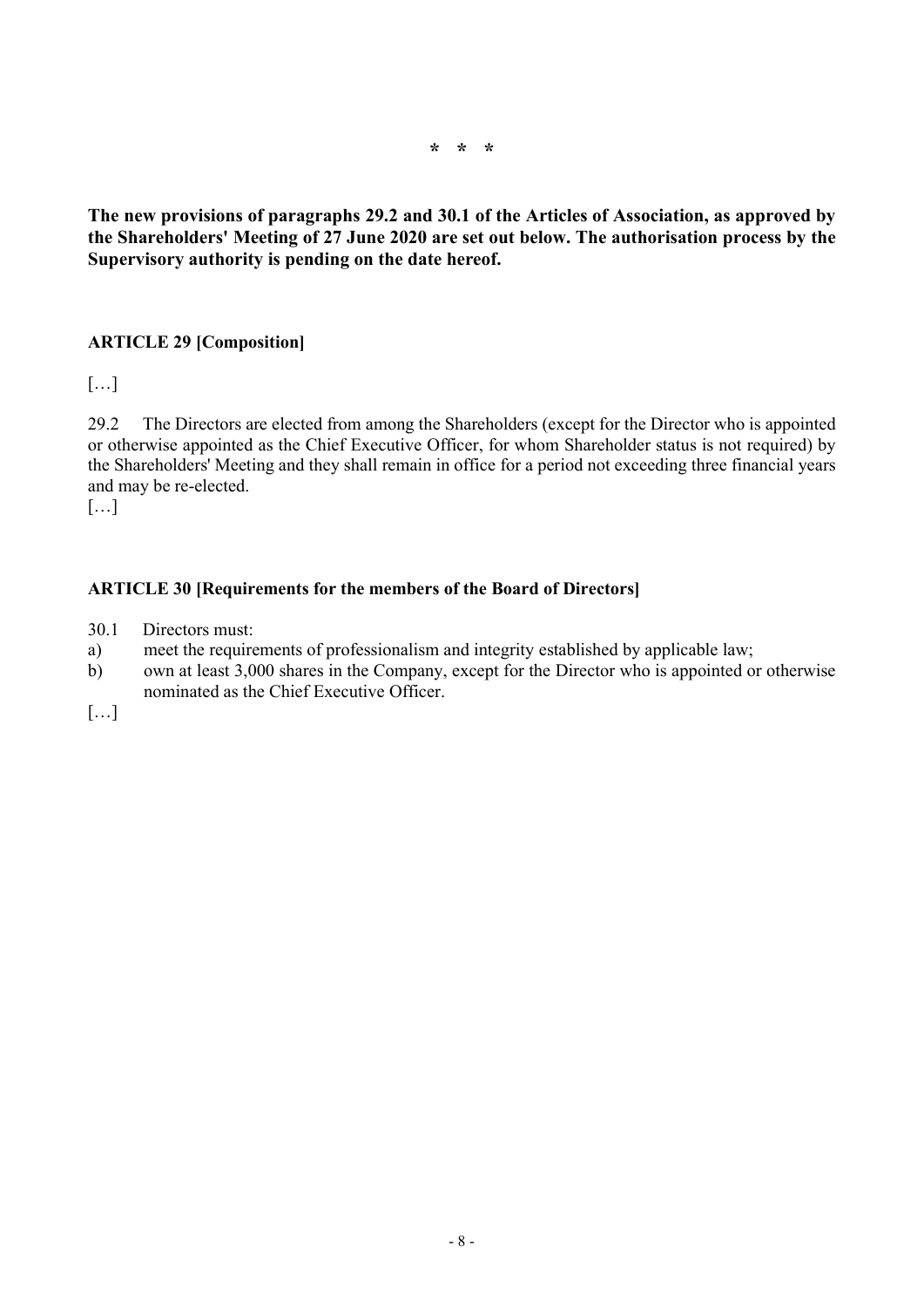\* \* \*

**The new provisions of paragraphs 29.2 and 30.1 of the Articles of Association, as approved by the Shareholders' Meeting of 27 June 2020 are set out below. The authorisation process by the Supervisory authority is pending on the date hereof.**

**ARTICLE 29 [Composition]**

[…]

29.2 The Directors are elected from among the Shareholders (except for the Director who is appointed or otherwise appointed as the Chief Executive Officer, for whom Shareholder status is not required) by the Shareholders' Meeting and they shall remain in office for a period not exceeding three financial years and may be re-elected.

[…]

**ARTICLE 30 [Requirements for the members of the Board of Directors]**

30.1 Directors must:

a) meet the requirements of professionalism and integrity established by applicable law;

b) own at least 3,000 shares in the Company, except for the Director who is appointed or otherwise nominated as the Chief Executive Officer.

[…]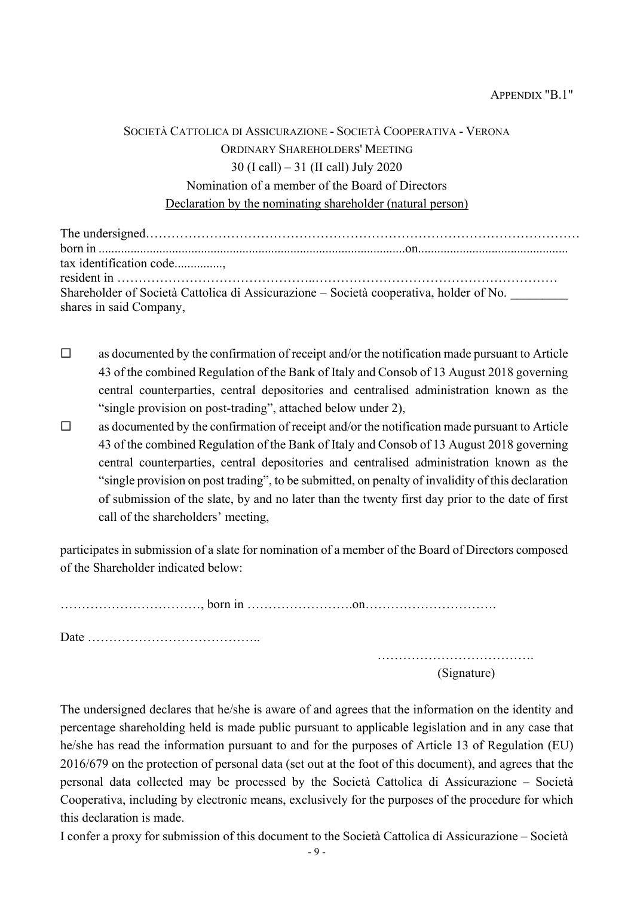APPENDIX "B.1"

SOCIETÀ CATTOLICA DI ASSICURAZIONE - SOCIETÀ COOPERATIVA - VERONA

ORDINARY SHAREHOLDERS' MEETING

30 (I call) – 31 (II call) July 2020

Nomination of a member of the Board of Directors

Declaration by the nominating shareholder (natural person)

The undersigned………………………………………………………………………………………
born in ..................................................................................................on...............................................
tax identification code...............,
resident in ……………………………………..…………………………………………………
Shareholder of Società Cattolica di Assicurazione – Società cooperativa, holder of No. _________ shares in said Company,

- ☐ as documented by the confirmation of receipt and/or the notification made pursuant to Article 43 of the combined Regulation of the Bank of Italy and Consob of 13 August 2018 governing central counterparties, central depositories and centralised administration known as the "single provision on post-trading", attached below under 2),
- ☐ as documented by the confirmation of receipt and/or the notification made pursuant to Article 43 of the combined Regulation of the Bank of Italy and Consob of 13 August 2018 governing central counterparties, central depositories and centralised administration known as the "single provision on post trading", to be submitted, on penalty of invalidity of this declaration of submission of the slate, by and no later than the twenty first day prior to the date of first call of the shareholders' meeting,

participates in submission of a slate for nomination of a member of the Board of Directors composed of the Shareholder indicated below:

……………………………, born in …………………….on………………………….

Date …………………………………..

……………………………….
(Signature)

The undersigned declares that he/she is aware of and agrees that the information on the identity and percentage shareholding held is made public pursuant to applicable legislation and in any case that he/she has read the information pursuant to and for the purposes of Article 13 of Regulation (EU) 2016/679 on the protection of personal data (set out at the foot of this document), and agrees that the personal data collected may be processed by the Società Cattolica di Assicurazione – Società Cooperativa, including by electronic means, exclusively for the purposes of the procedure for which this declaration is made.

I confer a proxy for submission of this document to the Società Cattolica di Assicurazione – Società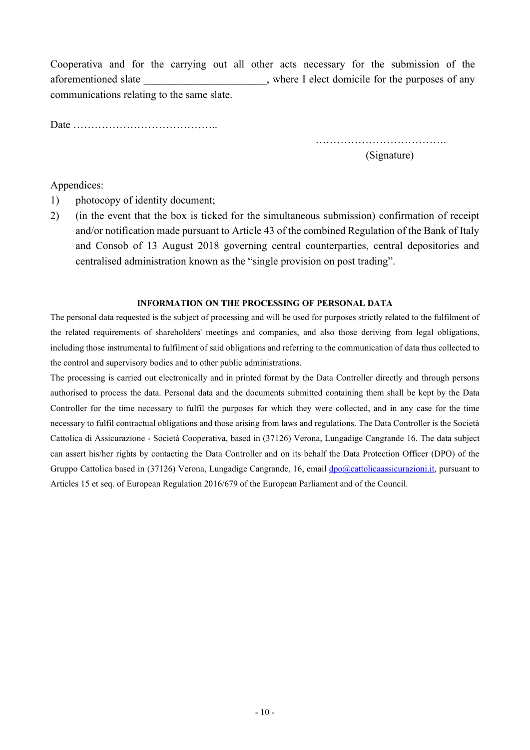Cooperativa and for the carrying out all other acts necessary for the submission of the aforementioned slate ______________________, where I elect domicile for the purposes of any communications relating to the same slate.

Date …………………………………..

……………………………….
(Signature)

Appendices:

1) photocopy of identity document;
2) (in the event that the box is ticked for the simultaneous submission) confirmation of receipt and/or notification made pursuant to Article 43 of the combined Regulation of the Bank of Italy and Consob of 13 August 2018 governing central counterparties, central depositories and centralised administration known as the "single provision on post trading".

**INFORMATION ON THE PROCESSING OF PERSONAL DATA**

The personal data requested is the subject of processing and will be used for purposes strictly related to the fulfilment of the related requirements of shareholders' meetings and companies, and also those deriving from legal obligations, including those instrumental to fulfilment of said obligations and referring to the communication of data thus collected to the control and supervisory bodies and to other public administrations.

The processing is carried out electronically and in printed format by the Data Controller directly and through persons authorised to process the data. Personal data and the documents submitted containing them shall be kept by the Data Controller for the time necessary to fulfil the purposes for which they were collected, and in any case for the time necessary to fulfil contractual obligations and those arising from laws and regulations. The Data Controller is the Società Cattolica di Assicurazione - Società Cooperativa, based in (37126) Verona, Lungadige Cangrande 16. The data subject can assert his/her rights by contacting the Data Controller and on its behalf the Data Protection Officer (DPO) of the Gruppo Cattolica based in (37126) Verona, Lungadige Cangrande, 16, email dpo@cattolicaassicurazioni.it, pursuant to Articles 15 et seq. of European Regulation 2016/679 of the European Parliament and of the Council.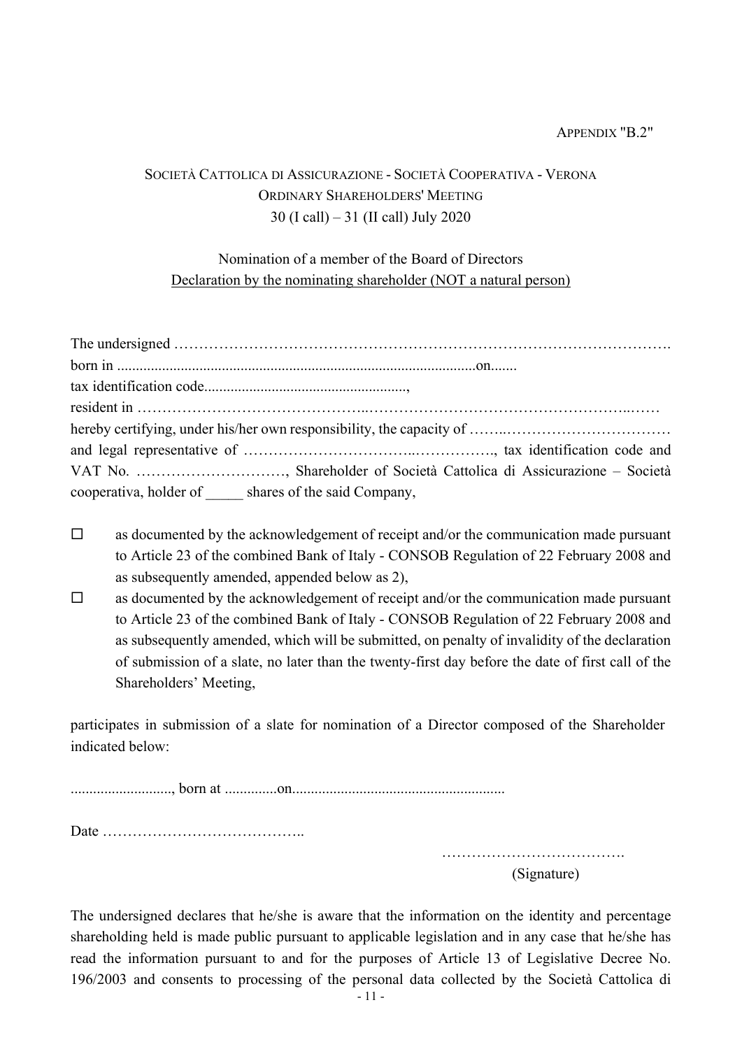APPENDIX "B.2"

SOCIETÀ CATTOLICA DI ASSICURAZIONE - SOCIETÀ COOPERATIVA - VERONA
ORDINARY SHAREHOLDERS' MEETING
30 (I call) – 31 (II call) July 2020

Nomination of a member of the Board of Directors
Declaration by the nominating shareholder (NOT a natural person)

The undersigned ……………………………………………………………………………………….
born in ...............................................................................................on.......
tax identification code......................................................,
resident in ……………………………………..……………………………………………..……
hereby certifying, under his/her own responsibility, the capacity of ……..……………………………
and legal representative of ……………………………..……………., tax identification code and VAT No. …………………………, Shareholder of Società Cattolica di Assicurazione – Società cooperativa, holder of _____ shares of the said Company,

- ☐ as documented by the acknowledgement of receipt and/or the communication made pursuant to Article 23 of the combined Bank of Italy - CONSOB Regulation of 22 February 2008 and as subsequently amended, appended below as 2),
- ☐ as documented by the acknowledgement of receipt and/or the communication made pursuant to Article 23 of the combined Bank of Italy - CONSOB Regulation of 22 February 2008 and as subsequently amended, which will be submitted, on penalty of invalidity of the declaration of submission of a slate, no later than the twenty-first day before the date of first call of the Shareholders' Meeting,

participates in submission of a slate for nomination of a Director composed of the Shareholder indicated below:

.........................., born at ..............on........................................................

Date …………………………………..

……………………………….
(Signature)

The undersigned declares that he/she is aware that the information on the identity and percentage shareholding held is made public pursuant to applicable legislation and in any case that he/she has read the information pursuant to and for the purposes of Article 13 of Legislative Decree No. 196/2003 and consents to processing of the personal data collected by the Società Cattolica di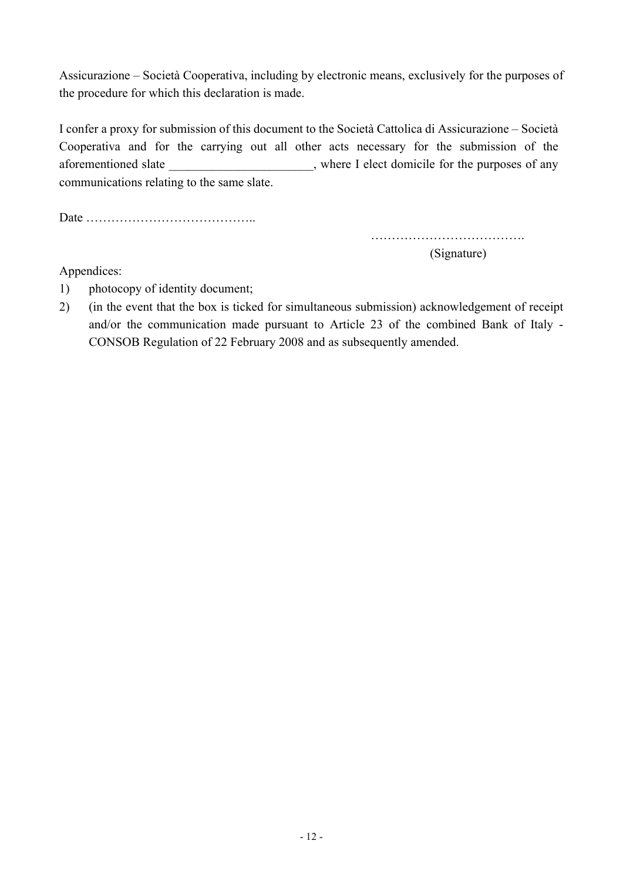Assicurazione – Società Cooperativa, including by electronic means, exclusively for the purposes of the procedure for which this declaration is made.

I confer a proxy for submission of this document to the Società Cattolica di Assicurazione – Società Cooperativa and for the carrying out all other acts necessary for the submission of the aforementioned slate ______________________, where I elect domicile for the purposes of any communications relating to the same slate.

Date …………………………………..

……………………………….
(Signature)

Appendices:

1) photocopy of identity document;
2) (in the event that the box is ticked for simultaneous submission) acknowledgement of receipt and/or the communication made pursuant to Article 23 of the combined Bank of Italy - CONSOB Regulation of 22 February 2008 and as subsequently amended.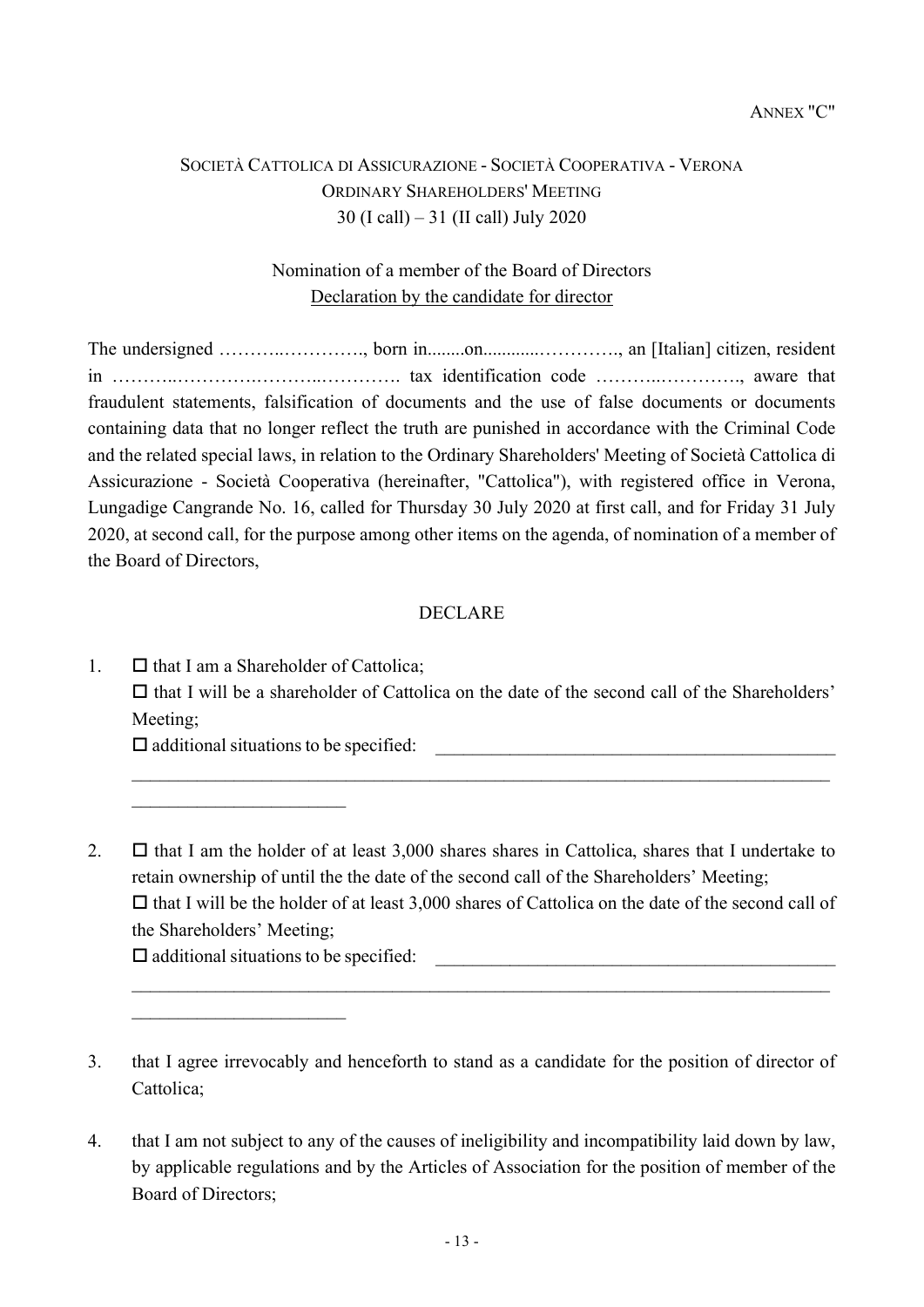ANNEX "C"

SOCIETÀ CATTOLICA DI ASSICURAZIONE - SOCIETÀ COOPERATIVA - VERONA
ORDINARY SHAREHOLDERS' MEETING
30 (I call) – 31 (II call) July 2020

Nomination of a member of the Board of Directors
<u>Declaration by the candidate for director</u>

The undersigned ………..…………., born in........on............…………., an [Italian] citizen, resident in ………..……….……...…………. tax identification code ………..…………., aware that fraudulent statements, falsification of documents and the use of false documents or documents containing data that no longer reflect the truth are punished in accordance with the Criminal Code and the related special laws, in relation to the Ordinary Shareholders' Meeting of Società Cattolica di Assicurazione - Società Cooperativa (hereinafter, "Cattolica"), with registered office in Verona, Lungadige Cangrande No. 16, called for Thursday 30 July 2020 at first call, and for Friday 31 July 2020, at second call, for the purpose among other items on the agenda, of nomination of a member of the Board of Directors,

DECLARE

1. ☐ that I am a Shareholder of Cattolica;
   ☐ that I will be a shareholder of Cattolica on the date of the second call of the Shareholders' Meeting;
   ☐ additional situations to be specified: ___________________________________________
   ______________________________________________________________________________
   _______________________

2. ☐ that I am the holder of at least 3,000 shares shares in Cattolica, shares that I undertake to retain ownership of until the the date of the second call of the Shareholders' Meeting;
   ☐ that I will be the holder of at least 3,000 shares of Cattolica on the date of the second call of the Shareholders' Meeting;
   ☐ additional situations to be specified: ___________________________________________
   ______________________________________________________________________________
   _______________________

3. that I agree irrevocably and henceforth to stand as a candidate for the position of director of Cattolica;

4. that I am not subject to any of the causes of ineligibility and incompatibility laid down by law, by applicable regulations and by the Articles of Association for the position of member of the Board of Directors;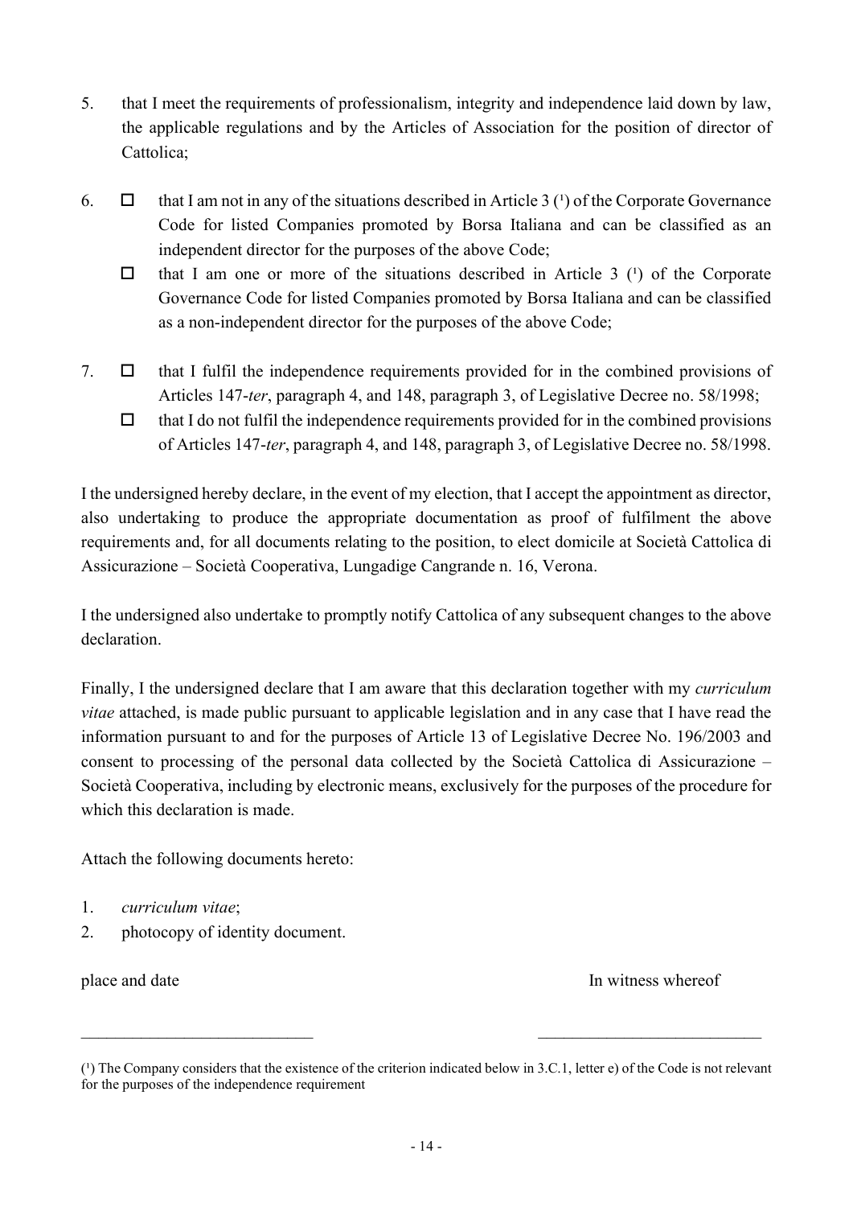5. that I meet the requirements of professionalism, integrity and independence laid down by law, the applicable regulations and by the Articles of Association for the position of director of Cattolica;

6. ☐ that I am not in any of the situations described in Article 3 ([1]) of the Corporate Governance Code for listed Companies promoted by Borsa Italiana and can be classified as an independent director for the purposes of the above Code;

   ☐ that I am one or more of the situations described in Article 3 ([1]) of the Corporate Governance Code for listed Companies promoted by Borsa Italiana and can be classified as a non-independent director for the purposes of the above Code;

7. ☐ that I fulfil the independence requirements provided for in the combined provisions of Articles 147-*ter*, paragraph 4, and 148, paragraph 3, of Legislative Decree no. 58/1998;

   ☐ that I do not fulfil the independence requirements provided for in the combined provisions of Articles 147-*ter*, paragraph 4, and 148, paragraph 3, of Legislative Decree no. 58/1998.

I the undersigned hereby declare, in the event of my election, that I accept the appointment as director, also undertaking to produce the appropriate documentation as proof of fulfilment the above requirements and, for all documents relating to the position, to elect domicile at Società Cattolica di Assicurazione – Società Cooperativa, Lungadige Cangrande n. 16, Verona.

I the undersigned also undertake to promptly notify Cattolica of any subsequent changes to the above declaration.

Finally, I the undersigned declare that I am aware that this declaration together with my *curriculum vitae* attached, is made public pursuant to applicable legislation and in any case that I have read the information pursuant to and for the purposes of Article 13 of Legislative Decree No. 196/2003 and consent to processing of the personal data collected by the Società Cattolica di Assicurazione – Società Cooperativa, including by electronic means, exclusively for the purposes of the procedure for which this declaration is made.

Attach the following documents hereto:

1. *curriculum vitae*;
2. photocopy of identity document.

place and date

In witness whereof

\_\_\_\_\_\_\_\_\_\_\_\_\_\_\_\_\_\_\_\_\_\_\_\_\_\_\_\_ \_\_\_\_\_\_\_\_\_\_\_\_\_\_\_\_\_\_\_\_\_\_\_\_\_\_\_\_

([1]) The Company considers that the existence of the criterion indicated below in 3.C.1, letter e) of the Code is not relevant for the purposes of the independence requirement